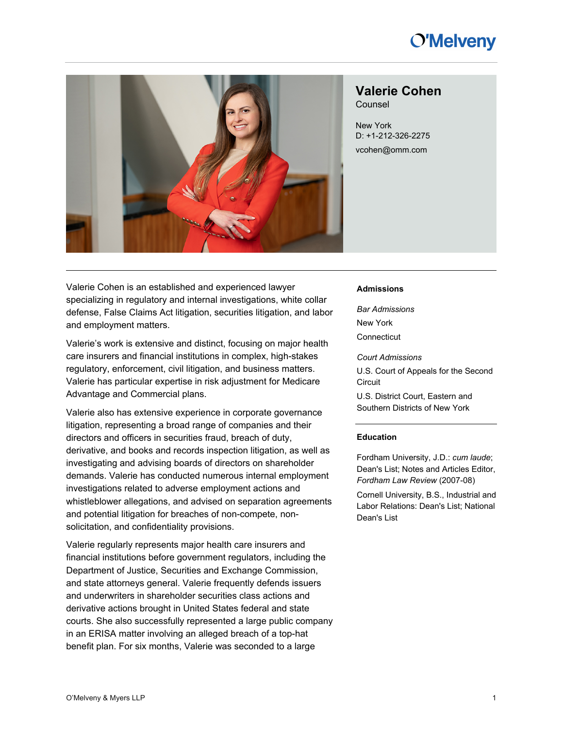# Valerie Cohen

Counsel

New York
D: +1-212-326-2275

vcohen@omm.com

Valerie Cohen is an established and experienced lawyer specializing in regulatory and internal investigations, white collar defense, False Claims Act litigation, securities litigation, and labor and employment matters.

Valerie's work is extensive and distinct, focusing on major health care insurers and financial institutions in complex, high-stakes regulatory, enforcement, civil litigation, and business matters. Valerie has particular expertise in risk adjustment for Medicare Advantage and Commercial plans.

Valerie also has extensive experience in corporate governance litigation, representing a broad range of companies and their directors and officers in securities fraud, breach of duty, derivative, and books and records inspection litigation, as well as investigating and advising boards of directors on shareholder demands. Valerie has conducted numerous internal employment investigations related to adverse employment actions and whistleblower allegations, and advised on separation agreements and potential litigation for breaches of non-compete, non-solicitation, and confidentiality provisions.

Valerie regularly represents major health care insurers and financial institutions before government regulators, including the Department of Justice, Securities and Exchange Commission, and state attorneys general. Valerie frequently defends issuers and underwriters in shareholder securities class actions and derivative actions brought in United States federal and state courts. She also successfully represented a large public company in an ERISA matter involving an alleged breach of a top-hat benefit plan. For six months, Valerie was seconded to a large

## Admissions

*Bar Admissions*

New York

Connecticut

*Court Admissions*

U.S. Court of Appeals for the Second Circuit

U.S. District Court, Eastern and Southern Districts of New York

## Education

Fordham University, J.D.: *cum laude*; Dean's List; Notes and Articles Editor, *Fordham Law Review* (2007-08)

Cornell University, B.S., Industrial and Labor Relations: Dean's List; National Dean's List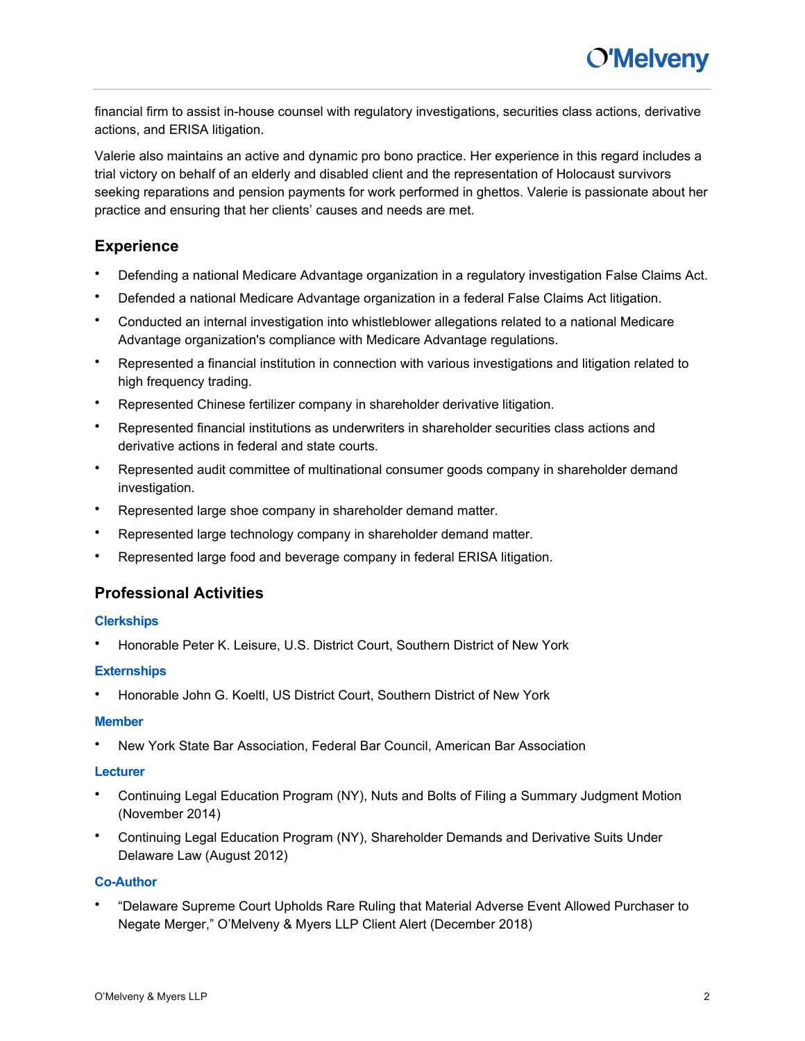financial firm to assist in-house counsel with regulatory investigations, securities class actions, derivative actions, and ERISA litigation.

Valerie also maintains an active and dynamic pro bono practice. Her experience in this regard includes a trial victory on behalf of an elderly and disabled client and the representation of Holocaust survivors seeking reparations and pension payments for work performed in ghettos. Valerie is passionate about her practice and ensuring that her clients' causes and needs are met.

## Experience

- Defending a national Medicare Advantage organization in a regulatory investigation False Claims Act.
- Defended a national Medicare Advantage organization in a federal False Claims Act litigation.
- Conducted an internal investigation into whistleblower allegations related to a national Medicare Advantage organization's compliance with Medicare Advantage regulations.
- Represented a financial institution in connection with various investigations and litigation related to high frequency trading.
- Represented Chinese fertilizer company in shareholder derivative litigation.
- Represented financial institutions as underwriters in shareholder securities class actions and derivative actions in federal and state courts.
- Represented audit committee of multinational consumer goods company in shareholder demand investigation.
- Represented large shoe company in shareholder demand matter.
- Represented large technology company in shareholder demand matter.
- Represented large food and beverage company in federal ERISA litigation.

## Professional Activities

### Clerkships

- Honorable Peter K. Leisure, U.S. District Court, Southern District of New York

### Externships

- Honorable John G. Koeltl, US District Court, Southern District of New York

### Member

- New York State Bar Association, Federal Bar Council, American Bar Association

### Lecturer

- Continuing Legal Education Program (NY), Nuts and Bolts of Filing a Summary Judgment Motion (November 2014)
- Continuing Legal Education Program (NY), Shareholder Demands and Derivative Suits Under Delaware Law (August 2012)

### Co-Author

- "Delaware Supreme Court Upholds Rare Ruling that Material Adverse Event Allowed Purchaser to Negate Merger," O'Melveny & Myers LLP Client Alert (December 2018)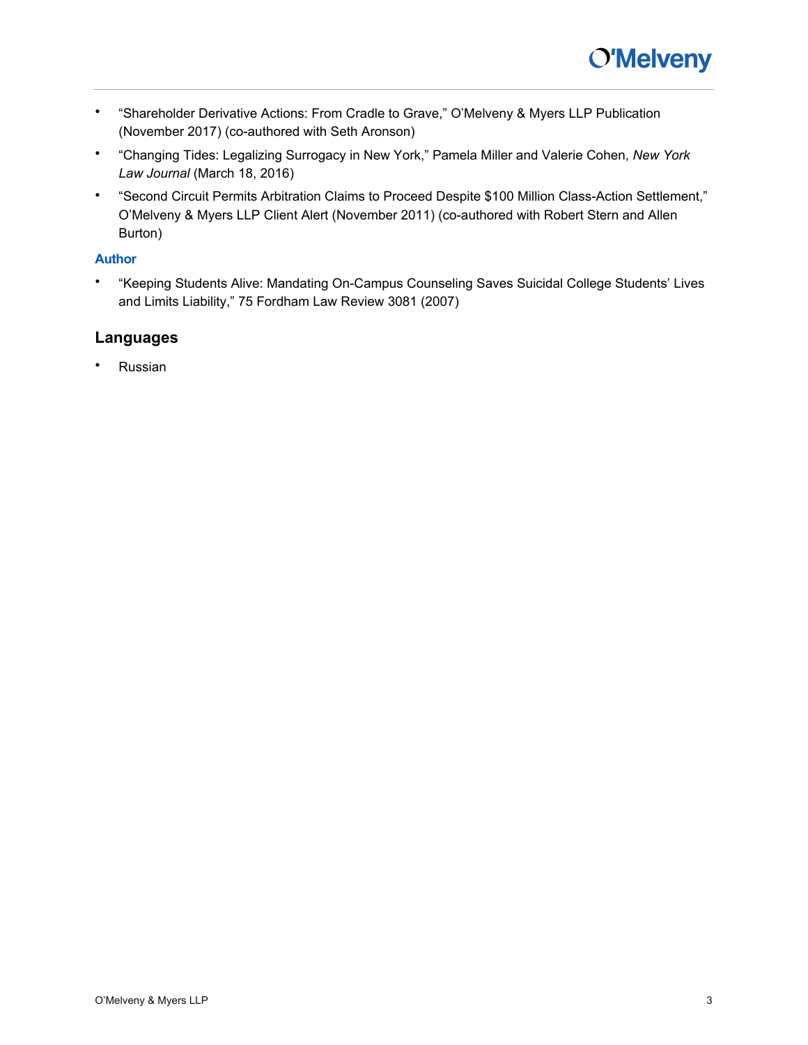- "Shareholder Derivative Actions: From Cradle to Grave," O'Melveny & Myers LLP Publication (November 2017) (co-authored with Seth Aronson)
- "Changing Tides: Legalizing Surrogacy in New York," Pamela Miller and Valerie Cohen, *New York Law Journal* (March 18, 2016)
- "Second Circuit Permits Arbitration Claims to Proceed Despite $100 Million Class-Action Settlement," O'Melveny & Myers LLP Client Alert (November 2011) (co-authored with Robert Stern and Allen Burton)

### Author

- "Keeping Students Alive: Mandating On-Campus Counseling Saves Suicidal College Students' Lives and Limits Liability," 75 Fordham Law Review 3081 (2007)

## Languages

- Russian